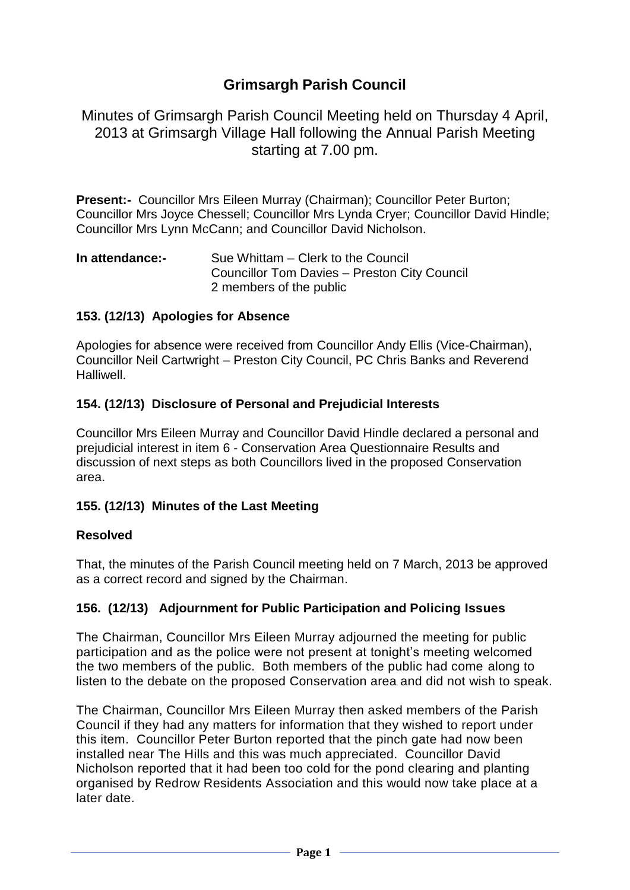# Grimsargh Parish Council

Minutes of Grimsargh Parish Council Meeting held on Thursday 4 April, 2013 at Grimsargh Village Hall following the Annual Parish Meeting starting at 7.00 pm.

**Present:-** Councillor Mrs Eileen Murray (Chairman); Councillor Peter Burton; Councillor Mrs Joyce Chessell; Councillor Mrs Lynda Cryer; Councillor David Hindle; Councillor Mrs Lynn McCann; and Councillor David Nicholson.

**In attendance:-** Sue Whittam – Clerk to the Council
Councillor Tom Davies – Preston City Council
2 members of the public

### 153. (12/13) Apologies for Absence

Apologies for absence were received from Councillor Andy Ellis (Vice-Chairman), Councillor Neil Cartwright – Preston City Council, PC Chris Banks and Reverend Halliwell.

### 154. (12/13) Disclosure of Personal and Prejudicial Interests

Councillor Mrs Eileen Murray and Councillor David Hindle declared a personal and prejudicial interest in item 6 - Conservation Area Questionnaire Results and discussion of next steps as both Councillors lived in the proposed Conservation area.

### 155. (12/13) Minutes of the Last Meeting

**Resolved**

That, the minutes of the Parish Council meeting held on 7 March, 2013 be approved as a correct record and signed by the Chairman.

### 156. (12/13) Adjournment for Public Participation and Policing Issues

The Chairman, Councillor Mrs Eileen Murray adjourned the meeting for public participation and as the police were not present at tonight's meeting welcomed the two members of the public. Both members of the public had come along to listen to the debate on the proposed Conservation area and did not wish to speak.

The Chairman, Councillor Mrs Eileen Murray then asked members of the Parish Council if they had any matters for information that they wished to report under this item. Councillor Peter Burton reported that the pinch gate had now been installed near The Hills and this was much appreciated. Councillor David Nicholson reported that it had been too cold for the pond clearing and planting organised by Redrow Residents Association and this would now take place at a later date.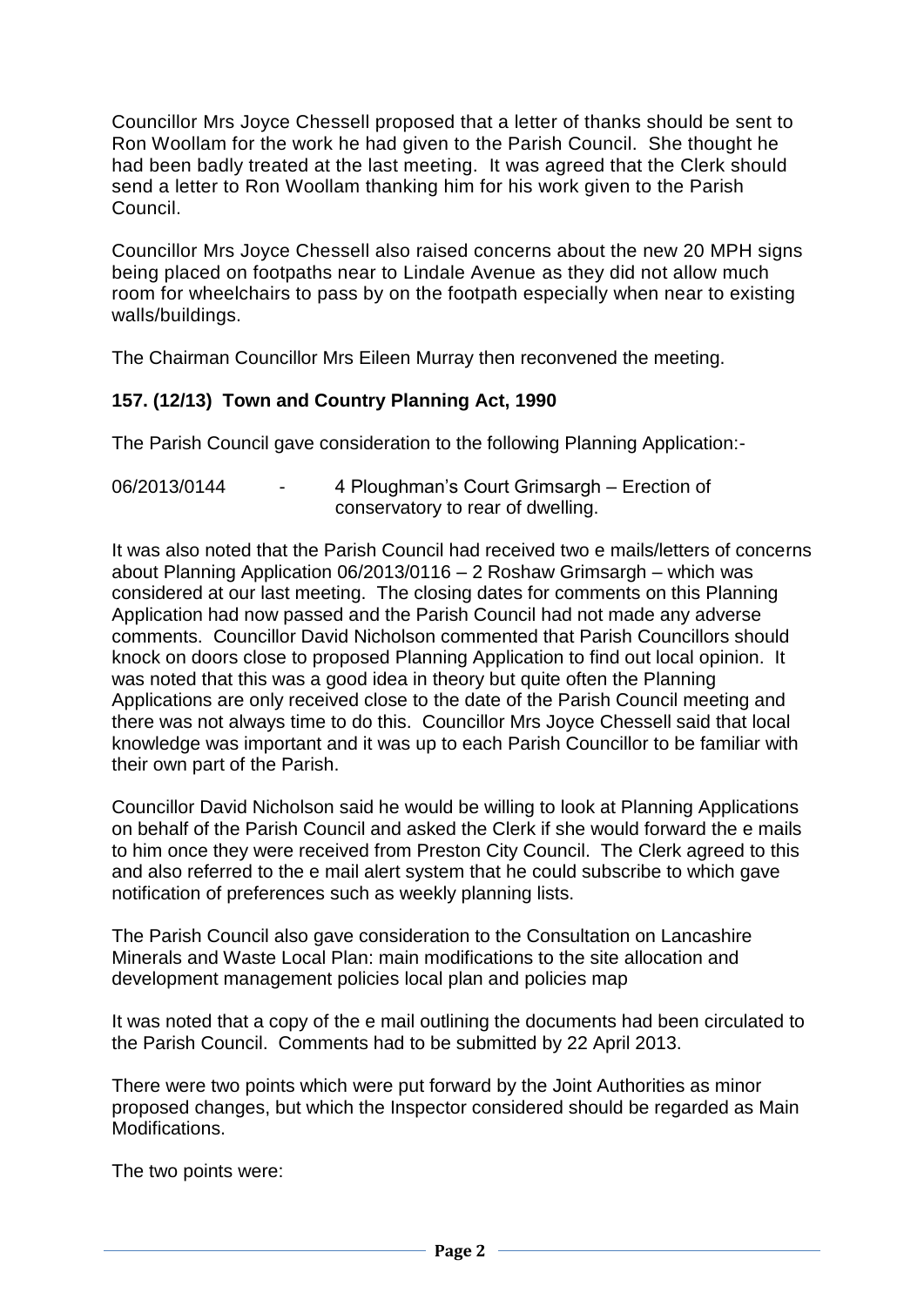Councillor Mrs Joyce Chessell proposed that a letter of thanks should be sent to Ron Woollam for the work he had given to the Parish Council. She thought he had been badly treated at the last meeting. It was agreed that the Clerk should send a letter to Ron Woollam thanking him for his work given to the Parish Council.

Councillor Mrs Joyce Chessell also raised concerns about the new 20 MPH signs being placed on footpaths near to Lindale Avenue as they did not allow much room for wheelchairs to pass by on the footpath especially when near to existing walls/buildings.

The Chairman Councillor Mrs Eileen Murray then reconvened the meeting.

**157. (12/13) Town and Country Planning Act, 1990**

The Parish Council gave consideration to the following Planning Application:-

06/2013/0144 - 4 Ploughman's Court Grimsargh – Erection of conservatory to rear of dwelling.

It was also noted that the Parish Council had received two e mails/letters of concerns about Planning Application 06/2013/0116 – 2 Roshaw Grimsargh – which was considered at our last meeting. The closing dates for comments on this Planning Application had now passed and the Parish Council had not made any adverse comments. Councillor David Nicholson commented that Parish Councillors should knock on doors close to proposed Planning Application to find out local opinion. It was noted that this was a good idea in theory but quite often the Planning Applications are only received close to the date of the Parish Council meeting and there was not always time to do this. Councillor Mrs Joyce Chessell said that local knowledge was important and it was up to each Parish Councillor to be familiar with their own part of the Parish.

Councillor David Nicholson said he would be willing to look at Planning Applications on behalf of the Parish Council and asked the Clerk if she would forward the e mails to him once they were received from Preston City Council. The Clerk agreed to this and also referred to the e mail alert system that he could subscribe to which gave notification of preferences such as weekly planning lists.

The Parish Council also gave consideration to the Consultation on Lancashire Minerals and Waste Local Plan: main modifications to the site allocation and development management policies local plan and policies map

It was noted that a copy of the e mail outlining the documents had been circulated to the Parish Council. Comments had to be submitted by 22 April 2013.

There were two points which were put forward by the Joint Authorities as minor proposed changes, but which the Inspector considered should be regarded as Main Modifications.

The two points were: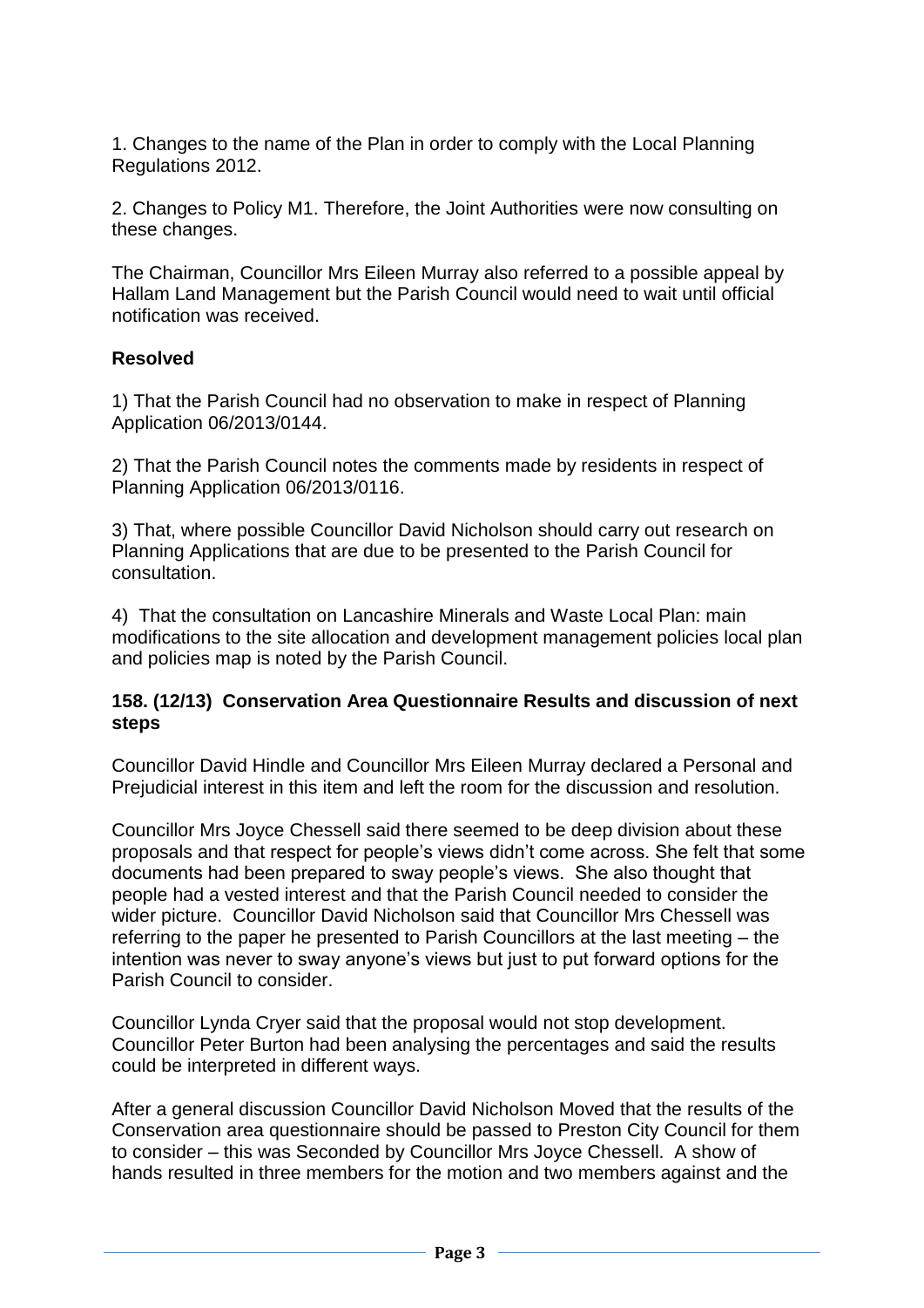1. Changes to the name of the Plan in order to comply with the Local Planning Regulations 2012.

2. Changes to Policy M1. Therefore, the Joint Authorities were now consulting on these changes.

The Chairman, Councillor Mrs Eileen Murray also referred to a possible appeal by Hallam Land Management but the Parish Council would need to wait until official notification was received.

**Resolved**

1) That the Parish Council had no observation to make in respect of Planning Application 06/2013/0144.

2) That the Parish Council notes the comments made by residents in respect of Planning Application 06/2013/0116.

3) That, where possible Councillor David Nicholson should carry out research on Planning Applications that are due to be presented to the Parish Council for consultation.

4) That the consultation on Lancashire Minerals and Waste Local Plan: main modifications to the site allocation and development management policies local plan and policies map is noted by the Parish Council.

**158. (12/13) Conservation Area Questionnaire Results and discussion of next steps**

Councillor David Hindle and Councillor Mrs Eileen Murray declared a Personal and Prejudicial interest in this item and left the room for the discussion and resolution.

Councillor Mrs Joyce Chessell said there seemed to be deep division about these proposals and that respect for people's views didn't come across. She felt that some documents had been prepared to sway people's views. She also thought that people had a vested interest and that the Parish Council needed to consider the wider picture. Councillor David Nicholson said that Councillor Mrs Chessell was referring to the paper he presented to Parish Councillors at the last meeting – the intention was never to sway anyone's views but just to put forward options for the Parish Council to consider.

Councillor Lynda Cryer said that the proposal would not stop development. Councillor Peter Burton had been analysing the percentages and said the results could be interpreted in different ways.

After a general discussion Councillor David Nicholson Moved that the results of the Conservation area questionnaire should be passed to Preston City Council for them to consider – this was Seconded by Councillor Mrs Joyce Chessell. A show of hands resulted in three members for the motion and two members against and the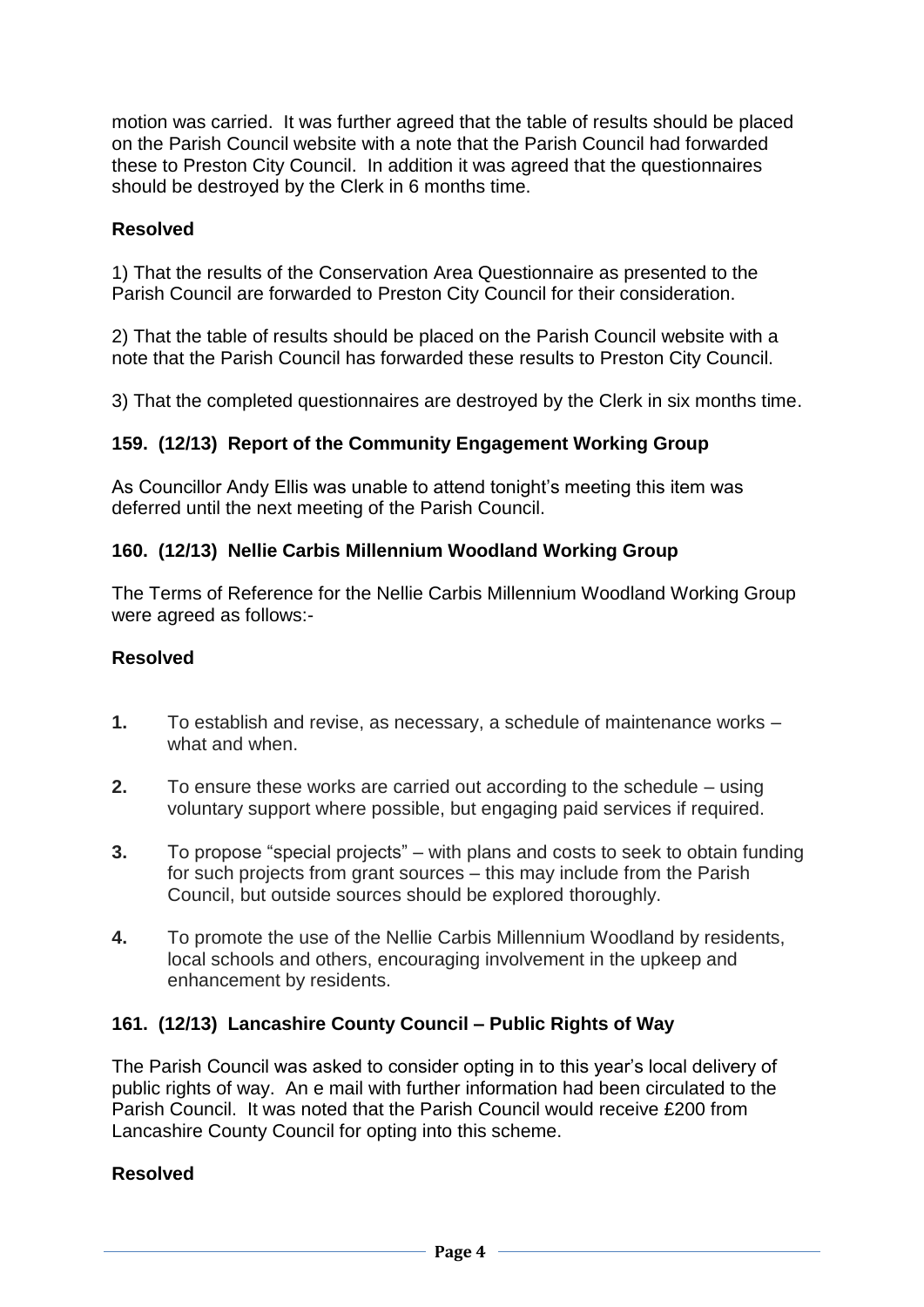motion was carried. It was further agreed that the table of results should be placed on the Parish Council website with a note that the Parish Council had forwarded these to Preston City Council. In addition it was agreed that the questionnaires should be destroyed by the Clerk in 6 months time.

**Resolved**

1) That the results of the Conservation Area Questionnaire as presented to the Parish Council are forwarded to Preston City Council for their consideration.

2) That the table of results should be placed on the Parish Council website with a note that the Parish Council has forwarded these results to Preston City Council.

3) That the completed questionnaires are destroyed by the Clerk in six months time.

### 159. (12/13) Report of the Community Engagement Working Group

As Councillor Andy Ellis was unable to attend tonight's meeting this item was deferred until the next meeting of the Parish Council.

### 160. (12/13) Nellie Carbis Millennium Woodland Working Group

The Terms of Reference for the Nellie Carbis Millennium Woodland Working Group were agreed as follows:-

**Resolved**

**1.** To establish and revise, as necessary, a schedule of maintenance works – what and when.

**2.** To ensure these works are carried out according to the schedule – using voluntary support where possible, but engaging paid services if required.

**3.** To propose "special projects" – with plans and costs to seek to obtain funding for such projects from grant sources – this may include from the Parish Council, but outside sources should be explored thoroughly.

**4.** To promote the use of the Nellie Carbis Millennium Woodland by residents, local schools and others, encouraging involvement in the upkeep and enhancement by residents.

### 161. (12/13) Lancashire County Council – Public Rights of Way

The Parish Council was asked to consider opting in to this year's local delivery of public rights of way. An e mail with further information had been circulated to the Parish Council. It was noted that the Parish Council would receive £200 from Lancashire County Council for opting into this scheme.

**Resolved**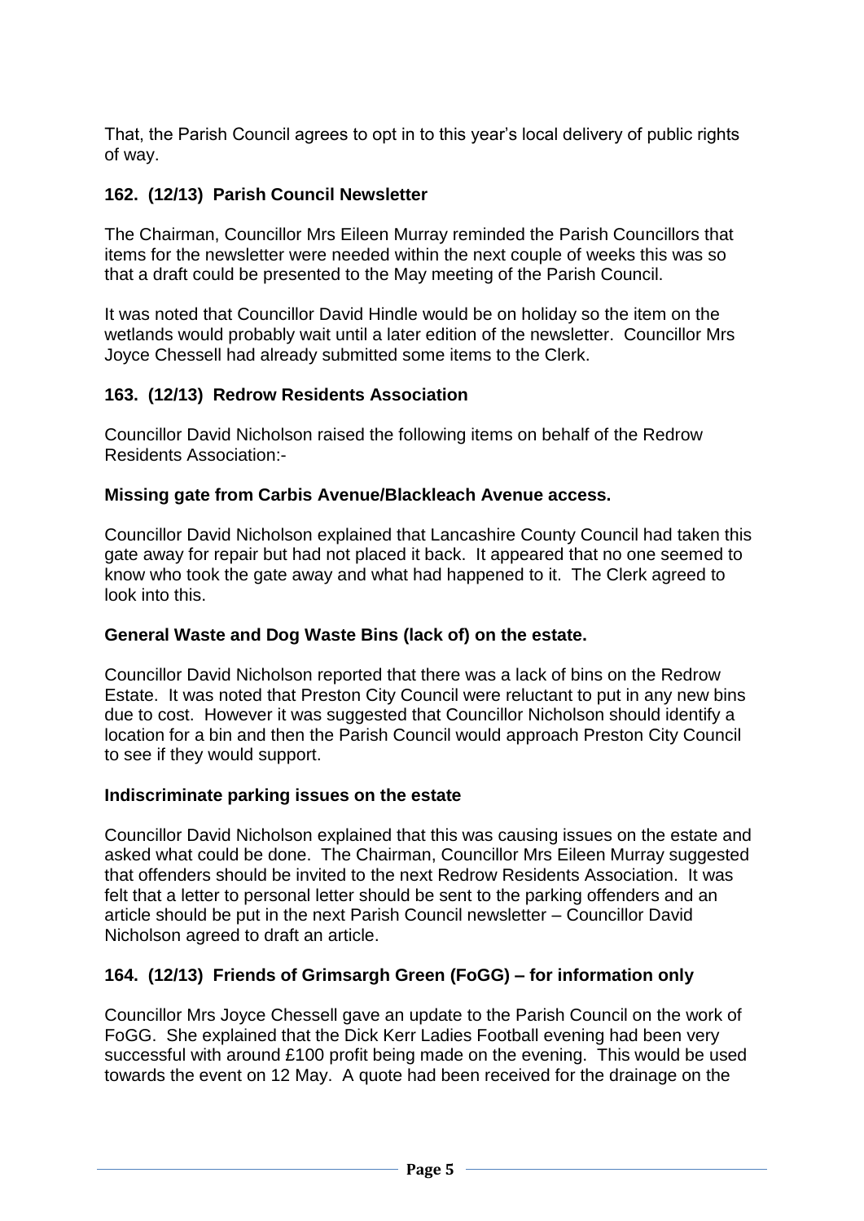That, the Parish Council agrees to opt in to this year's local delivery of public rights of way.

### 162. (12/13) Parish Council Newsletter

The Chairman, Councillor Mrs Eileen Murray reminded the Parish Councillors that items for the newsletter were needed within the next couple of weeks this was so that a draft could be presented to the May meeting of the Parish Council.

It was noted that Councillor David Hindle would be on holiday so the item on the wetlands would probably wait until a later edition of the newsletter. Councillor Mrs Joyce Chessell had already submitted some items to the Clerk.

### 163. (12/13) Redrow Residents Association

Councillor David Nicholson raised the following items on behalf of the Redrow Residents Association:-

**Missing gate from Carbis Avenue/Blackleach Avenue access.**

Councillor David Nicholson explained that Lancashire County Council had taken this gate away for repair but had not placed it back. It appeared that no one seemed to know who took the gate away and what had happened to it. The Clerk agreed to look into this.

**General Waste and Dog Waste Bins (lack of) on the estate.**

Councillor David Nicholson reported that there was a lack of bins on the Redrow Estate. It was noted that Preston City Council were reluctant to put in any new bins due to cost. However it was suggested that Councillor Nicholson should identify a location for a bin and then the Parish Council would approach Preston City Council to see if they would support.

**Indiscriminate parking issues on the estate**

Councillor David Nicholson explained that this was causing issues on the estate and asked what could be done. The Chairman, Councillor Mrs Eileen Murray suggested that offenders should be invited to the next Redrow Residents Association. It was felt that a letter to personal letter should be sent to the parking offenders and an article should be put in the next Parish Council newsletter – Councillor David Nicholson agreed to draft an article.

### 164. (12/13) Friends of Grimsargh Green (FoGG) – for information only

Councillor Mrs Joyce Chessell gave an update to the Parish Council on the work of FoGG. She explained that the Dick Kerr Ladies Football evening had been very successful with around £100 profit being made on the evening. This would be used towards the event on 12 May. A quote had been received for the drainage on the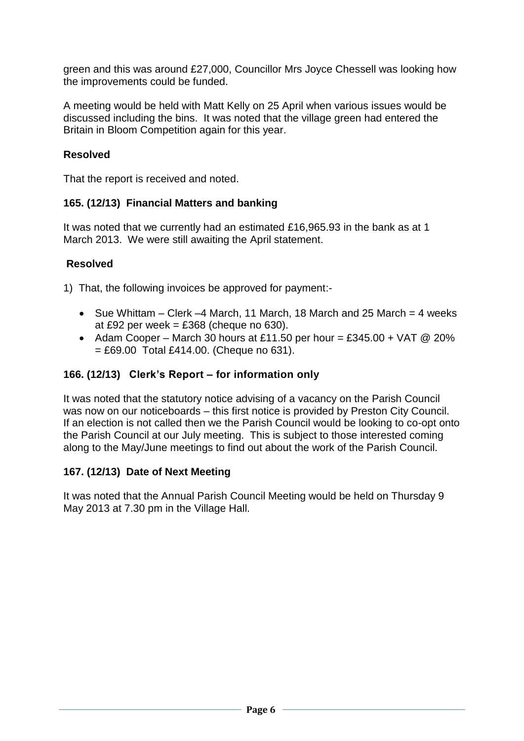green and this was around £27,000, Councillor Mrs Joyce Chessell was looking how the improvements could be funded.

A meeting would be held with Matt Kelly on 25 April when various issues would be discussed including the bins. It was noted that the village green had entered the Britain in Bloom Competition again for this year.

**Resolved**

That the report is received and noted.

### 165. (12/13) Financial Matters and banking

It was noted that we currently had an estimated £16,965.93 in the bank as at 1 March 2013. We were still awaiting the April statement.

**Resolved**

1) That, the following invoices be approved for payment:-

   - Sue Whittam – Clerk –4 March, 11 March, 18 March and 25 March = 4 weeks at £92 per week = £368 (cheque no 630).
   - Adam Cooper – March 30 hours at £11.50 per hour = £345.00 + VAT @ 20% = £69.00 Total £414.00. (Cheque no 631).

### 166. (12/13) Clerk's Report – for information only

It was noted that the statutory notice advising of a vacancy on the Parish Council was now on our noticeboards – this first notice is provided by Preston City Council. If an election is not called then we the Parish Council would be looking to co-opt onto the Parish Council at our July meeting. This is subject to those interested coming along to the May/June meetings to find out about the work of the Parish Council.

### 167. (12/13) Date of Next Meeting

It was noted that the Annual Parish Council Meeting would be held on Thursday 9 May 2013 at 7.30 pm in the Village Hall.